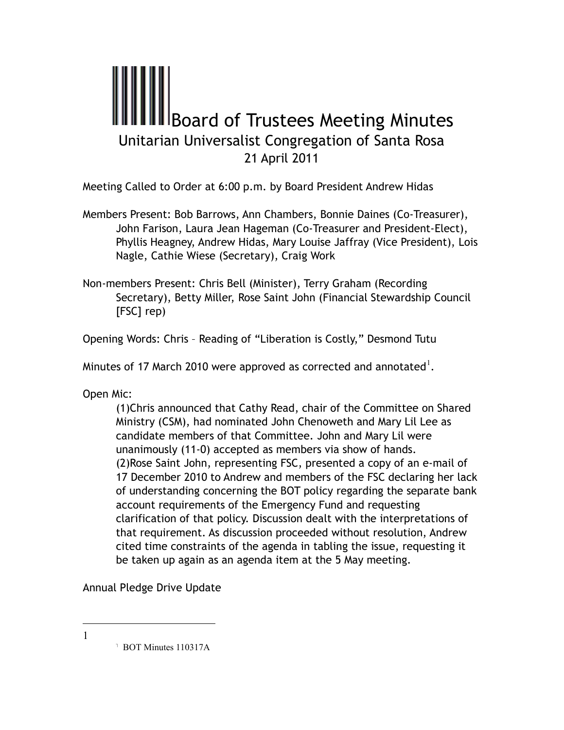# Board of Trustees Meeting Minutes

## Unitarian Universalist Congregation of Santa Rosa

## 21 April 2011

Meeting Called to Order at 6:00 p.m. by Board President Andrew Hidas

Members Present: Bob Barrows, Ann Chambers, Bonnie Daines (Co-Treasurer), John Farison, Laura Jean Hageman (Co-Treasurer and President-Elect), Phyllis Heagney, Andrew Hidas, Mary Louise Jaffray (Vice President), Lois Nagle, Cathie Wiese (Secretary), Craig Work

Non-members Present: Chris Bell (Minister), Terry Graham (Recording Secretary), Betty Miller, Rose Saint John (Financial Stewardship Council [FSC] rep)

Opening Words: Chris – Reading of "Liberation is Costly," Desmond Tutu

Minutes of 17 March 2010 were approved as corrected and annotated[1].

Open Mic:

(1)Chris announced that Cathy Read, chair of the Committee on Shared Ministry (CSM), had nominated John Chenoweth and Mary Lil Lee as candidate members of that Committee. John and Mary Lil were unanimously (11-0) accepted as members via show of hands.

(2)Rose Saint John, representing FSC, presented a copy of an e-mail of 17 December 2010 to Andrew and members of the FSC declaring her lack of understanding concerning the BOT policy regarding the separate bank account requirements of the Emergency Fund and requesting clarification of that policy. Discussion dealt with the interpretations of that requirement. As discussion proceeded without resolution, Andrew cited time constraints of the agenda in tabling the issue, requesting it be taken up again as an agenda item at the 5 May meeting.

Annual Pledge Drive Update

---

1

[1] BOT Minutes 110317A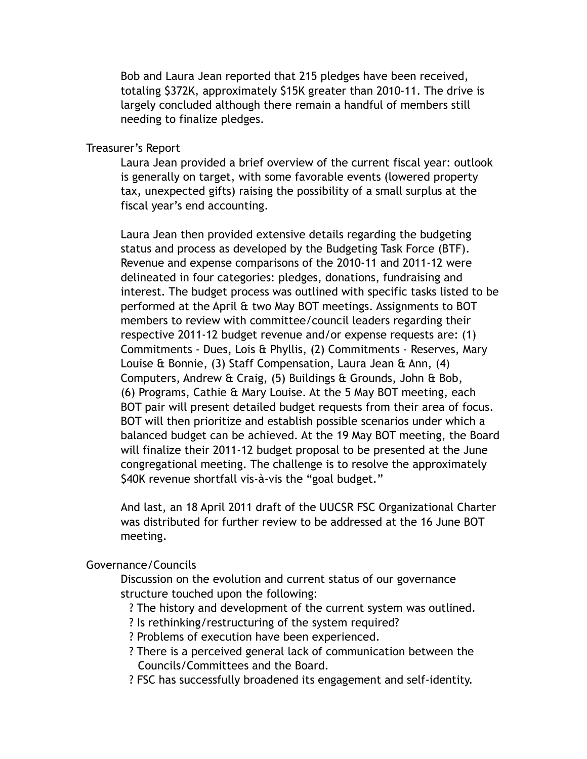Bob and Laura Jean reported that 215 pledges have been received, totaling $372K, approximately $15K greater than 2010-11. The drive is largely concluded although there remain a handful of members still needing to finalize pledges.

Treasurer's Report

Laura Jean provided a brief overview of the current fiscal year: outlook is generally on target, with some favorable events (lowered property tax, unexpected gifts) raising the possibility of a small surplus at the fiscal year's end accounting.

Laura Jean then provided extensive details regarding the budgeting status and process as developed by the Budgeting Task Force (BTF). Revenue and expense comparisons of the 2010-11 and 2011-12 were delineated in four categories: pledges, donations, fundraising and interest. The budget process was outlined with specific tasks listed to be performed at the April & two May BOT meetings. Assignments to BOT members to review with committee/council leaders regarding their respective 2011-12 budget revenue and/or expense requests are: (1) Commitments - Dues, Lois & Phyllis, (2) Commitments - Reserves, Mary Louise & Bonnie, (3) Staff Compensation, Laura Jean & Ann, (4) Computers, Andrew & Craig, (5) Buildings & Grounds, John & Bob, (6) Programs, Cathie & Mary Louise. At the 5 May BOT meeting, each BOT pair will present detailed budget requests from their area of focus. BOT will then prioritize and establish possible scenarios under which a balanced budget can be achieved. At the 19 May BOT meeting, the Board will finalize their 2011-12 budget proposal to be presented at the June congregational meeting. The challenge is to resolve the approximately $40K revenue shortfall vis-à-vis the "goal budget."

And last, an 18 April 2011 draft of the UUCSR FSC Organizational Charter was distributed for further review to be addressed at the 16 June BOT meeting.

Governance/Councils

Discussion on the evolution and current status of our governance structure touched upon the following:

? The history and development of the current system was outlined.
? Is rethinking/restructuring of the system required?
? Problems of execution have been experienced.
? There is a perceived general lack of communication between the Councils/Committees and the Board.
? FSC has successfully broadened its engagement and self-identity.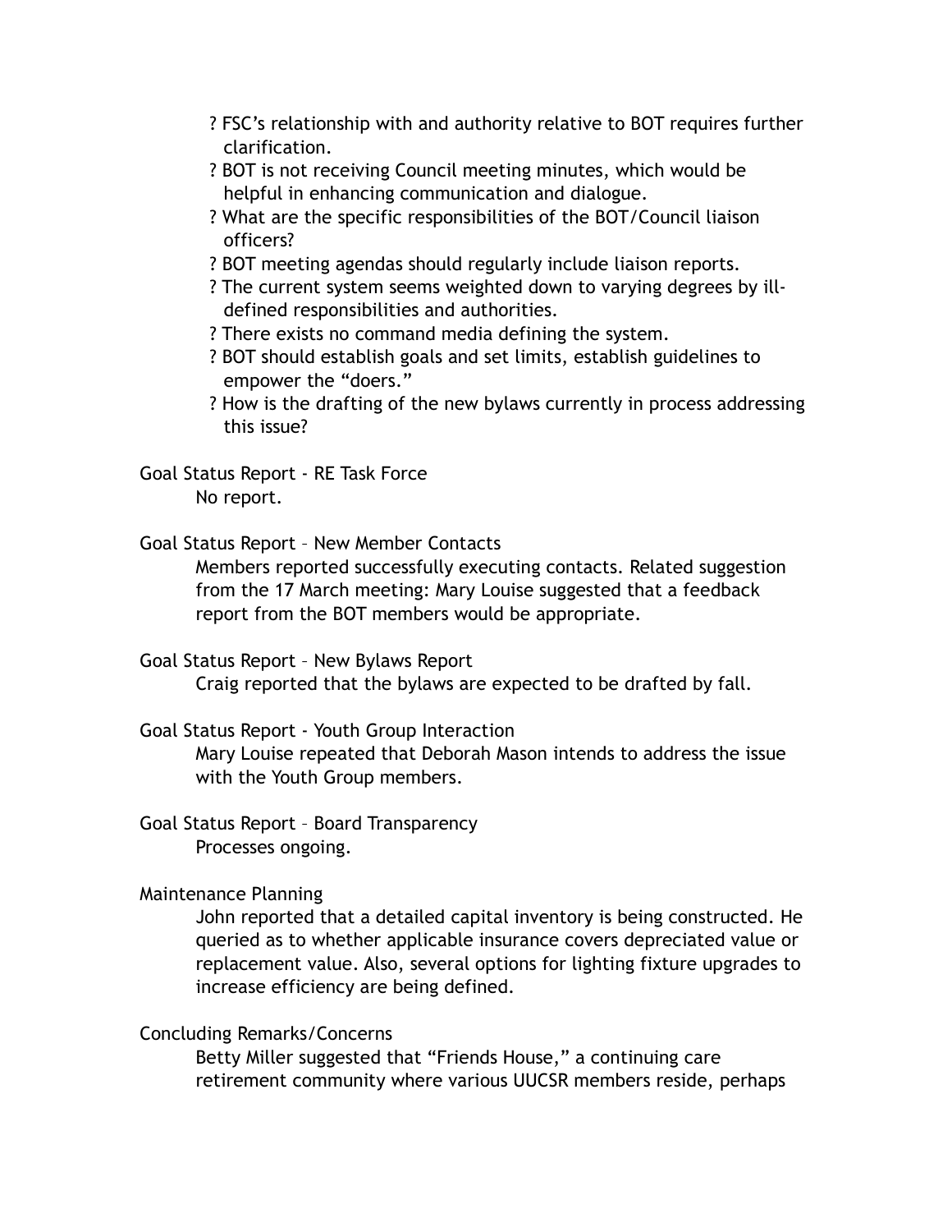- ? FSC's relationship with and authority relative to BOT requires further clarification.
- ? BOT is not receiving Council meeting minutes, which would be helpful in enhancing communication and dialogue.
- ? What are the specific responsibilities of the BOT/Council liaison officers?
- ? BOT meeting agendas should regularly include liaison reports.
- ? The current system seems weighted down to varying degrees by ill-defined responsibilities and authorities.
- ? There exists no command media defining the system.
- ? BOT should establish goals and set limits, establish guidelines to empower the "doers."
- ? How is the drafting of the new bylaws currently in process addressing this issue?

Goal Status Report - RE Task Force

No report.

Goal Status Report – New Member Contacts

Members reported successfully executing contacts. Related suggestion from the 17 March meeting: Mary Louise suggested that a feedback report from the BOT members would be appropriate.

Goal Status Report – New Bylaws Report

Craig reported that the bylaws are expected to be drafted by fall.

Goal Status Report - Youth Group Interaction

Mary Louise repeated that Deborah Mason intends to address the issue with the Youth Group members.

Goal Status Report – Board Transparency

Processes ongoing.

Maintenance Planning

John reported that a detailed capital inventory is being constructed. He queried as to whether applicable insurance covers depreciated value or replacement value. Also, several options for lighting fixture upgrades to increase efficiency are being defined.

Concluding Remarks/Concerns

Betty Miller suggested that "Friends House," a continuing care retirement community where various UUCSR members reside, perhaps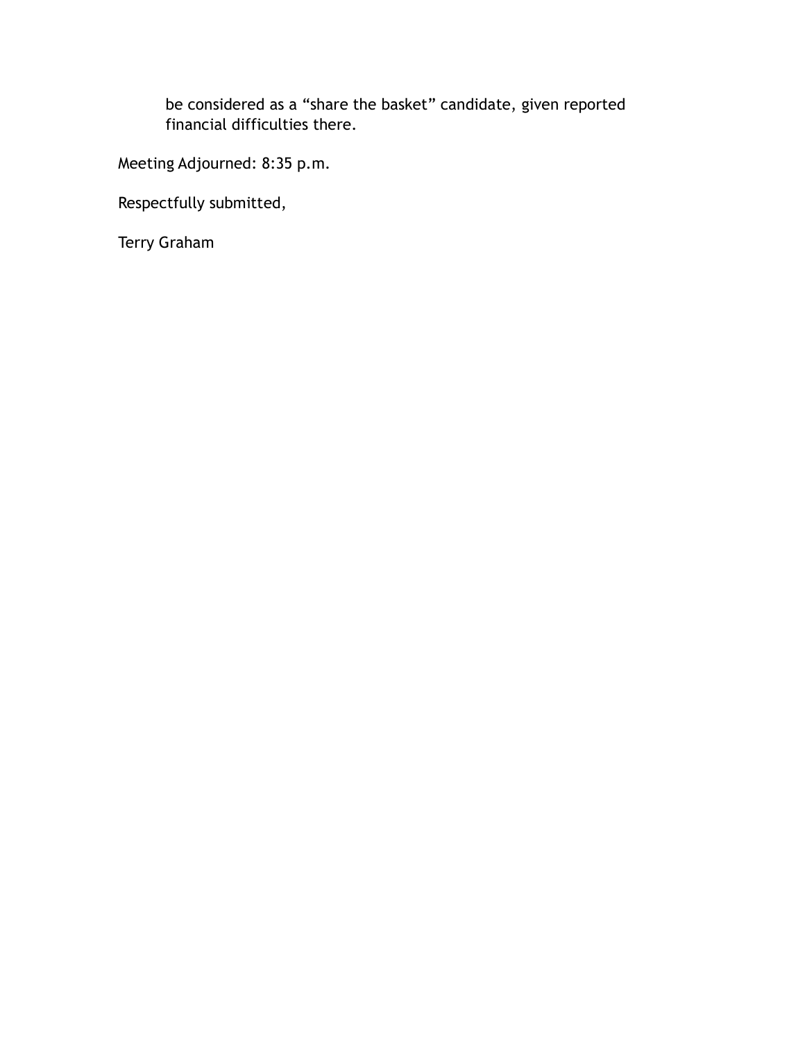be considered as a “share the basket” candidate, given reported financial difficulties there.

Meeting Adjourned: 8:35 p.m.

Respectfully submitted,

Terry Graham